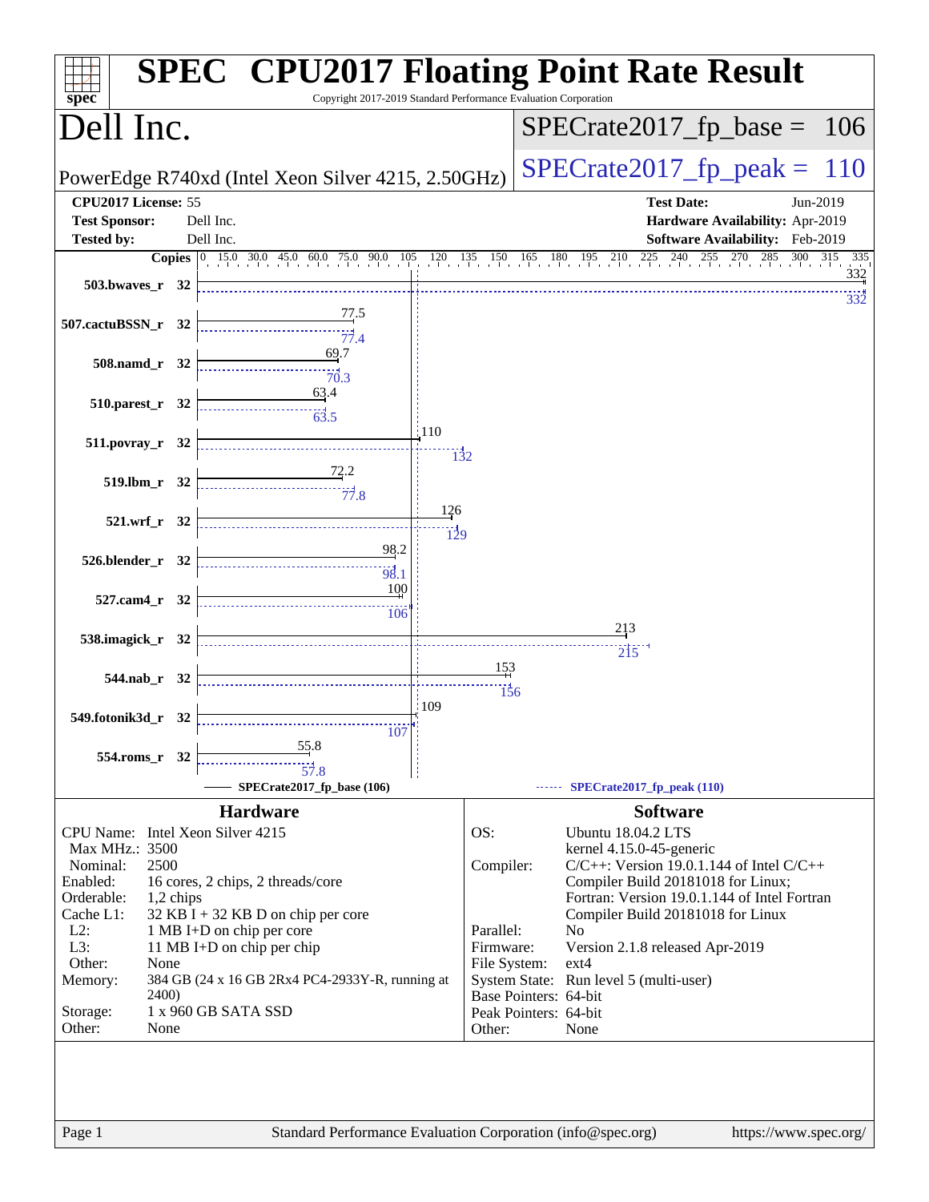# SPEC CPU2017 Floating Point Rate Result

Copyright 2017-2019 Standard Performance Evaluation Corporation

## Dell Inc.

PowerEdge R740xd (Intel Xeon Silver 4215, 2.50GHz)

SPECrate2017_fp_base = 106

SPECrate2017_fp_peak = 110

| | | | |
|---|---|---|---|
| **CPU2017 License:** | 55 | **Test Date:** | Jun-2019 |
| **Test Sponsor:** | Dell Inc. | **Hardware Availability:** | Apr-2019 |
| **Tested by:** | Dell Inc. | **Software Availability:** | Feb-2019 |

| Benchmark | Copies | Base | Peak |
|---|---|---|---|
| 503.bwaves_r | 32 | 332 | 332 |
| 507.cactuBSSN_r | 32 | 77.5 | 77.4 |
| 508.namd_r | 32 | 69.7 | 70.3 |
| 510.parest_r | 32 | 63.4 | 63.5 |
| 511.povray_r | 32 | 110 | 132 |
| 519.lbm_r | 32 | 72.2 | 77.8 |
| 521.wrf_r | 32 | 126 | 129 |
| 526.blender_r | 32 | 98.2 | 98.1 |
| 527.cam4_r | 32 | 100 | 106 |
| 538.imagick_r | 32 | 213 | 215 |
| 544.nab_r | 32 | 153 | 156 |
| 549.fotonik3d_r | 32 | 109 | 107 |
| 554.roms_r | 32 | 55.8 | 57.8 |

SPECrate2017_fp_base (106) ------ SPECrate2017_fp_peak (110)

## Hardware

| | |
|---|---|
| CPU Name: | Intel Xeon Silver 4215 |
| Max MHz.: | 3500 |
| Nominal: | 2500 |
| Enabled: | 16 cores, 2 chips, 2 threads/core |
| Orderable: | 1,2 chips |
| Cache L1: | 32 KB I + 32 KB D on chip per core |
| L2: | 1 MB I+D on chip per core |
| L3: | 11 MB I+D on chip per chip |
| Other: | None |
| Memory: | 384 GB (24 x 16 GB 2Rx4 PC4-2933Y-R, running at 2400) |
| Storage: | 1 x 960 GB SATA SSD |
| Other: | None |

## Software

| | |
|---|---|
| OS: | Ubuntu 18.04.2 LTS kernel 4.15.0-45-generic |
| Compiler: | C/C++: Version 19.0.1.144 of Intel C/C++ Compiler Build 20181018 for Linux; Fortran: Version 19.0.1.144 of Intel Fortran Compiler Build 20181018 for Linux |
| Parallel: | No |
| Firmware: | Version 2.1.8 released Apr-2019 |
| File System: | ext4 |
| System State: | Run level 5 (multi-user) |
| Base Pointers: | 64-bit |
| Peak Pointers: | 64-bit |
| Other: | None |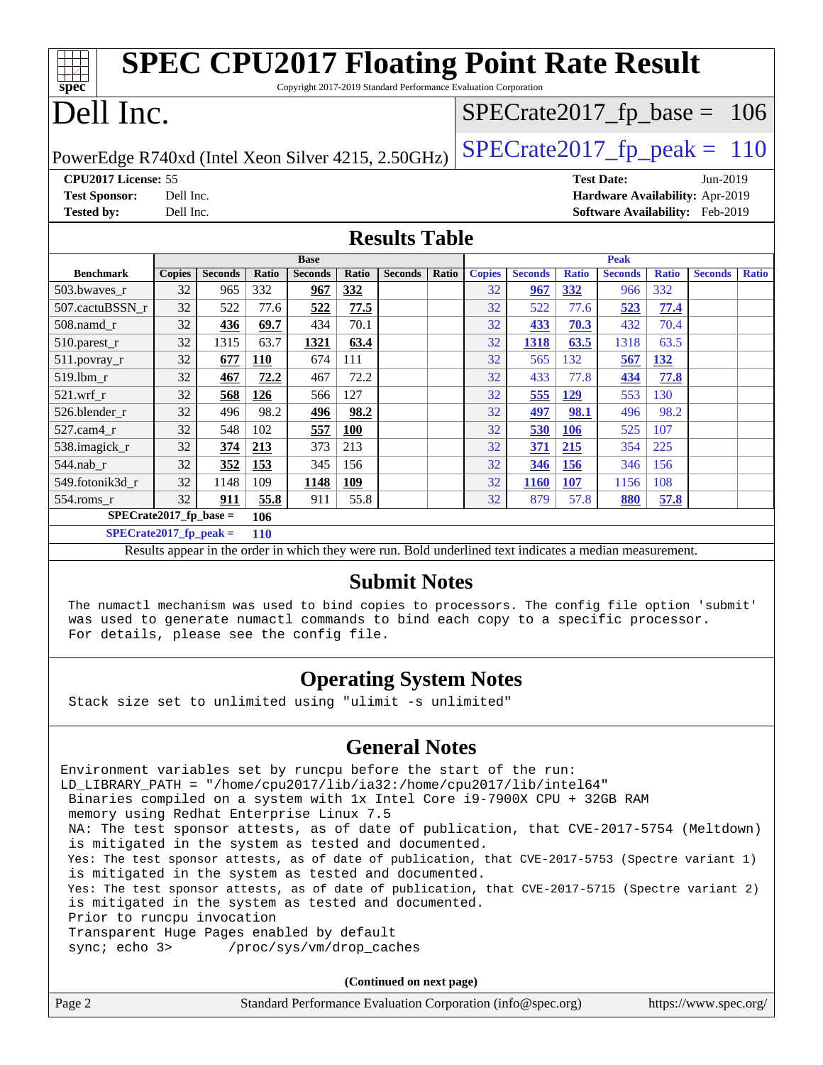# SPEC CPU2017 Floating Point Rate Result

Copyright 2017-2019 Standard Performance Evaluation Corporation

# Dell Inc.

PowerEdge R740xd (Intel Xeon Silver 4215, 2.50GHz)

SPECrate2017_fp_base = 106

SPECrate2017_fp_peak = 110

**CPU2017 License:** 55
**Test Sponsor:** Dell Inc.
**Tested by:** Dell Inc.

**Test Date:** Jun-2019
**Hardware Availability:** Apr-2019
**Software Availability:** Feb-2019

## Results Table

| | Base | | | | | | | | Peak | | | | | | | |
|---|---|---|---|---|---|---|---|---|---|---|---|---|---|---|---|---|
| **Benchmark** | **Copies** | **Seconds** | **Ratio** | **Seconds** | **Ratio** | **Seconds** | **Ratio** | | **Copies** | **Seconds** | **Ratio** | **Seconds** | **Ratio** | **Seconds** | **Ratio** |
| 503.bwaves_r | 32 | 965 | 332 | **967** | **332** | | | | 32 | **967** | **332** | 966 | 332 | | |
| 507.cactuBSSN_r | 32 | 522 | 77.6 | **522** | **77.5** | | | | 32 | 522 | 77.6 | **523** | **77.4** | | |
| 508.namd_r | 32 | **436** | **69.7** | 434 | 70.1 | | | | 32 | **433** | **70.3** | 432 | 70.4 | | |
| 510.parest_r | 32 | 1315 | 63.7 | **1321** | **63.4** | | | | 32 | **1318** | **63.5** | 1318 | 63.5 | | |
| 511.povray_r | 32 | **677** | **110** | 674 | 111 | | | | 32 | 565 | 132 | **567** | **132** | | |
| 519.lbm_r | 32 | **467** | **72.2** | 467 | 72.2 | | | | 32 | 433 | 77.8 | **434** | **77.8** | | |
| 521.wrf_r | 32 | **568** | **126** | 566 | 127 | | | | 32 | **555** | **129** | 553 | 130 | | |
| 526.blender_r | 32 | 496 | 98.2 | **496** | **98.2** | | | | 32 | **497** | **98.1** | 496 | 98.2 | | |
| 527.cam4_r | 32 | 548 | 102 | **557** | **100** | | | | 32 | **530** | **106** | 525 | 107 | | |
| 538.imagick_r | 32 | **374** | **213** | 373 | 213 | | | | 32 | **371** | **215** | 354 | 225 | | |
| 544.nab_r | 32 | **352** | **153** | 345 | 156 | | | | 32 | **346** | **156** | 346 | 156 | | |
| 549.fotonik3d_r | 32 | 1148 | 109 | **1148** | **109** | | | | 32 | **1160** | **107** | 1156 | 108 | | |
| 554.roms_r | 32 | **911** | **55.8** | 911 | 55.8 | | | | 32 | 879 | 57.8 | **880** | **57.8** | | |

**SPECrate2017_fp_base = 106**

**SPECrate2017_fp_peak = 110**

Results appear in the order in which they were run. Bold underlined text indicates a median measurement.

## Submit Notes

```
The numactl mechanism was used to bind copies to processors. The config file option 'submit'
was used to generate numactl commands to bind each copy to a specific processor.
For details, please see the config file.
```

## Operating System Notes

```
Stack size set to unlimited using "ulimit -s unlimited"
```

## General Notes

```
Environment variables set by runcpu before the start of the run:
LD_LIBRARY_PATH = "/home/cpu2017/lib/ia32:/home/cpu2017/lib/intel64"
 Binaries compiled on a system with 1x Intel Core i9-7900X CPU + 32GB RAM
 memory using Redhat Enterprise Linux 7.5
 NA: The test sponsor attests, as of date of publication, that CVE-2017-5754 (Meltdown)
 is mitigated in the system as tested and documented.
 Yes: The test sponsor attests, as of date of publication, that CVE-2017-5753 (Spectre variant 1)
 is mitigated in the system as tested and documented.
 Yes: The test sponsor attests, as of date of publication, that CVE-2017-5715 (Spectre variant 2)
 is mitigated in the system as tested and documented.
 Prior to runcpu invocation
 Transparent Huge Pages enabled by default
 sync; echo 3>       /proc/sys/vm/drop_caches
```

**(Continued on next page)**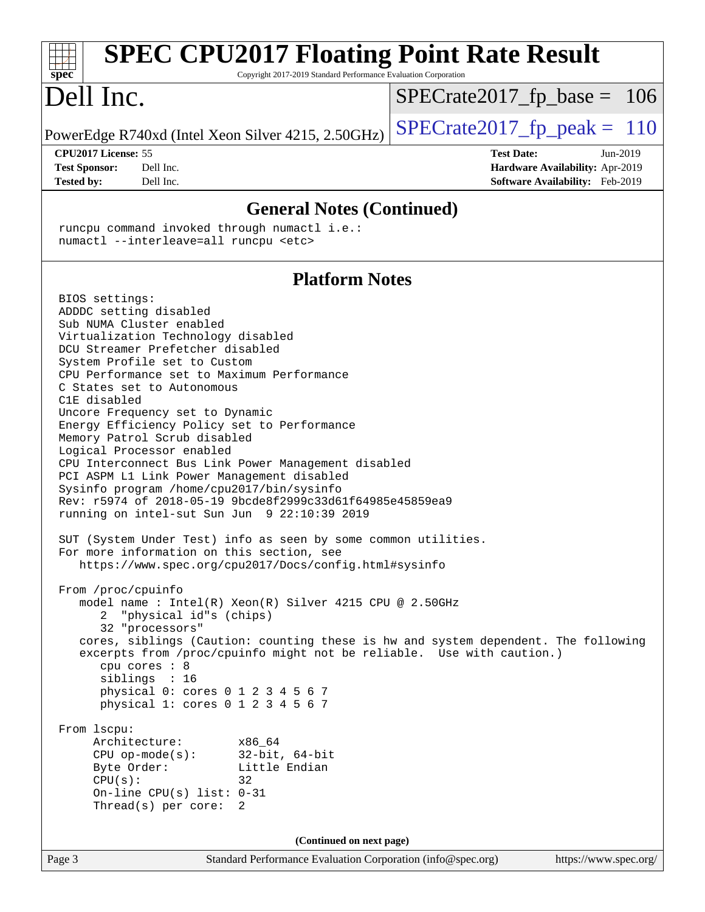## General Notes (Continued)

```
runcpu command invoked through numactl i.e.:
numactl --interleave=all runcpu <etc>
```

## Platform Notes

```
BIOS settings:
ADDDC setting disabled
Sub NUMA Cluster enabled
Virtualization Technology disabled
DCU Streamer Prefetcher disabled
System Profile set to Custom
CPU Performance set to Maximum Performance
C States set to Autonomous
C1E disabled
Uncore Frequency set to Dynamic
Energy Efficiency Policy set to Performance
Memory Patrol Scrub disabled
Logical Processor enabled
CPU Interconnect Bus Link Power Management disabled
PCI ASPM L1 Link Power Management disabled
Sysinfo program /home/cpu2017/bin/sysinfo
Rev: r5974 of 2018-05-19 9bcde8f2999c33d61f64985e45859ea9
running on intel-sut Sun Jun  9 22:10:39 2019

SUT (System Under Test) info as seen by some common utilities.
For more information on this section, see
   https://www.spec.org/cpu2017/Docs/config.html#sysinfo

From /proc/cpuinfo
   model name : Intel(R) Xeon(R) Silver 4215 CPU @ 2.50GHz
      2  "physical id"s (chips)
      32 "processors"
   cores, siblings (Caution: counting these is hw and system dependent. The following
   excerpts from /proc/cpuinfo might not be reliable.  Use with caution.)
      cpu cores : 8
      siblings  : 16
      physical 0: cores 0 1 2 3 4 5 6 7
      physical 1: cores 0 1 2 3 4 5 6 7

From lscpu:
     Architecture:        x86_64
     CPU op-mode(s):      32-bit, 64-bit
     Byte Order:          Little Endian
     CPU(s):              32
     On-line CPU(s) list: 0-31
     Thread(s) per core:  2
```

(Continued on next page)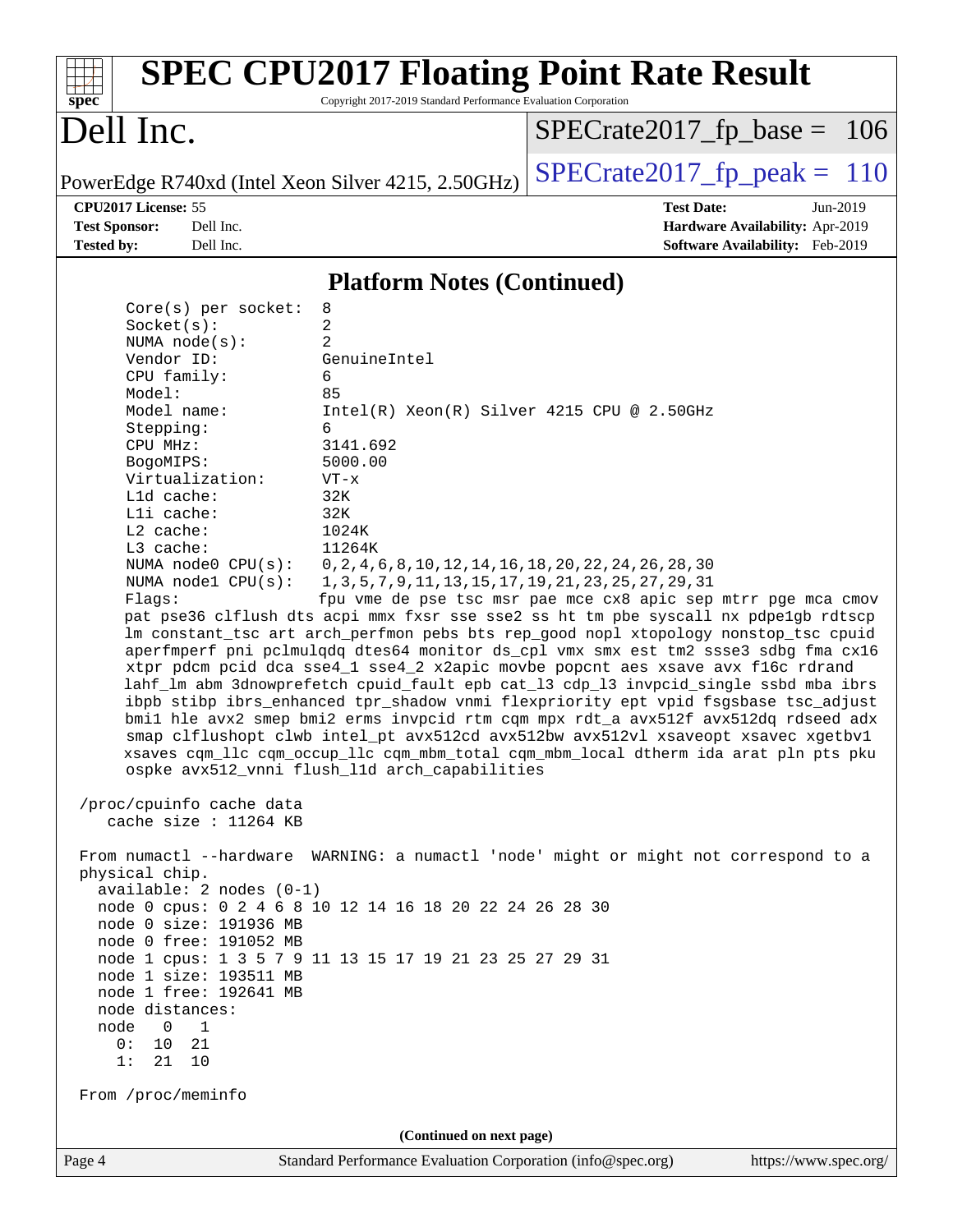## Platform Notes (Continued)

```
Core(s) per socket:  8
Socket(s):           2
NUMA node(s):        2
Vendor ID:           GenuineIntel
CPU family:          6
Model:               85
Model name:          Intel(R) Xeon(R) Silver 4215 CPU @ 2.50GHz
Stepping:            6
CPU MHz:             3141.692
BogoMIPS:            5000.00
Virtualization:      VT-x
L1d cache:           32K
L1i cache:           32K
L2 cache:            1024K
L3 cache:            11264K
NUMA node0 CPU(s):   0,2,4,6,8,10,12,14,16,18,20,22,24,26,28,30
NUMA node1 CPU(s):   1,3,5,7,9,11,13,15,17,19,21,23,25,27,29,31
Flags:               fpu vme de pse tsc msr pae mce cx8 apic sep mtrr pge mca cmov
pat pse36 clflush dts acpi mmx fxsr sse sse2 ss ht tm pbe syscall nx pdpe1gb rdtscp
lm constant_tsc art arch_perfmon pebs bts rep_good nopl xtopology nonstop_tsc cpuid
aperfmperf pni pclmulqdq dtes64 monitor ds_cpl vmx smx est tm2 ssse3 sdbg fma cx16
xtpr pdcm pcid dca sse4_1 sse4_2 x2apic movbe popcnt aes xsave avx f16c rdrand
lahf_lm abm 3dnowprefetch cpuid_fault epb cat_l3 cdp_l3 invpcid_single ssbd mba ibrs
ibpb stibp ibrs_enhanced tpr_shadow vnmi flexpriority ept vpid fsgsbase tsc_adjust
bmi1 hle avx2 smep bmi2 erms invpcid rtm cqm mpx rdt_a avx512f avx512dq rdseed adx
smap clflushopt clwb intel_pt avx512cd avx512bw avx512vl xsaveopt xsavec xgetbv1
xsaves cqm_llc cqm_occup_llc cqm_mbm_total cqm_mbm_local dtherm ida arat pln pts pku
ospke avx512_vnni flush_l1d arch_capabilities

/proc/cpuinfo cache data
   cache size : 11264 KB

From numactl --hardware  WARNING: a numactl 'node' might or might not correspond to a
physical chip.
  available: 2 nodes (0-1)
  node 0 cpus: 0 2 4 6 8 10 12 14 16 18 20 22 24 26 28 30
  node 0 size: 191936 MB
  node 0 free: 191052 MB
  node 1 cpus: 1 3 5 7 9 11 13 15 17 19 21 23 25 27 29 31
  node 1 size: 193511 MB
  node 1 free: 192641 MB
  node distances:
  node   0   1
    0:  10  21
    1:  21  10

From /proc/meminfo
```

(Continued on next page)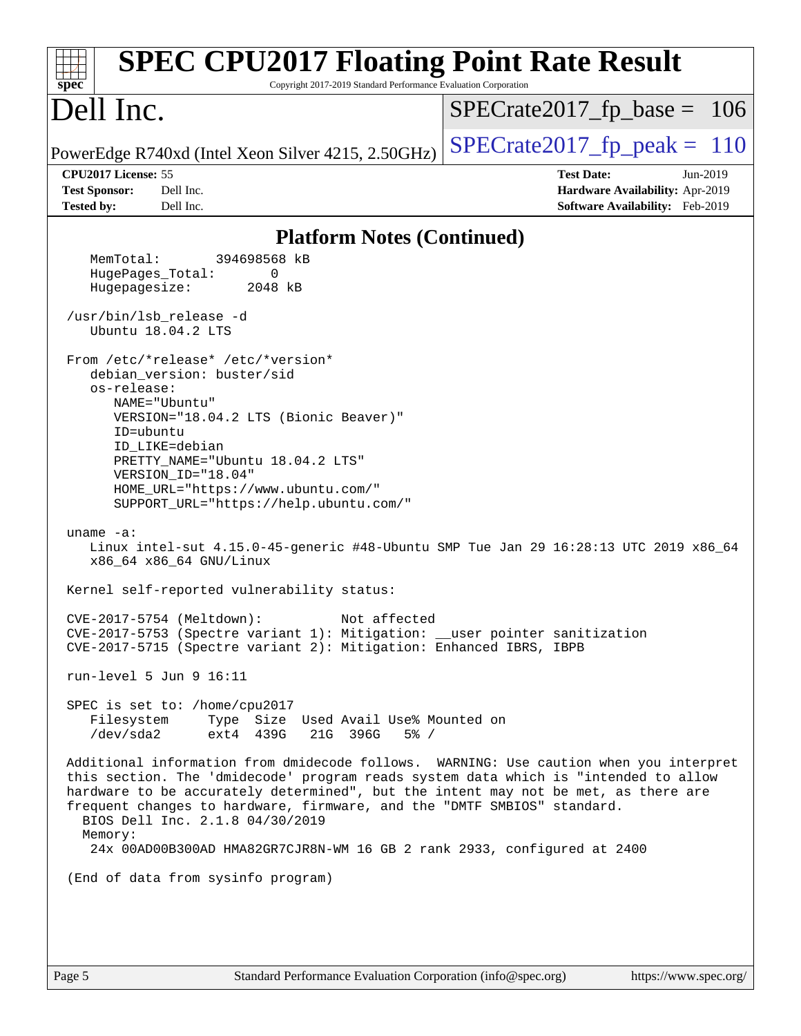## Platform Notes (Continued)

```
    MemTotal:       394698568 kB
    HugePages_Total:       0
    Hugepagesize:       2048 kB

 /usr/bin/lsb_release -d
    Ubuntu 18.04.2 LTS

 From /etc/*release* /etc/*version*
    debian_version: buster/sid
    os-release:
       NAME="Ubuntu"
       VERSION="18.04.2 LTS (Bionic Beaver)"
       ID=ubuntu
       ID_LIKE=debian
       PRETTY_NAME="Ubuntu 18.04.2 LTS"
       VERSION_ID="18.04"
       HOME_URL="https://www.ubuntu.com/"
       SUPPORT_URL="https://help.ubuntu.com/"

 uname -a:
    Linux intel-sut 4.15.0-45-generic #48-Ubuntu SMP Tue Jan 29 16:28:13 UTC 2019 x86_64
    x86_64 x86_64 GNU/Linux

 Kernel self-reported vulnerability status:

 CVE-2017-5754 (Meltdown):          Not affected
 CVE-2017-5753 (Spectre variant 1): Mitigation: __user pointer sanitization
 CVE-2017-5715 (Spectre variant 2): Mitigation: Enhanced IBRS, IBPB

 run-level 5 Jun 9 16:11

 SPEC is set to: /home/cpu2017
    Filesystem     Type  Size  Used Avail Use% Mounted on
    /dev/sda2      ext4  439G   21G  396G   5% /

 Additional information from dmidecode follows.  WARNING: Use caution when you interpret
 this section. The 'dmidecode' program reads system data which is "intended to allow
 hardware to be accurately determined", but the intent may not be met, as there are
 frequent changes to hardware, firmware, and the "DMTF SMBIOS" standard.
   BIOS Dell Inc. 2.1.8 04/30/2019
   Memory:
    24x 00AD00B300AD HMA82GR7CJR8N-WM 16 GB 2 rank 2933, configured at 2400

 (End of data from sysinfo program)
```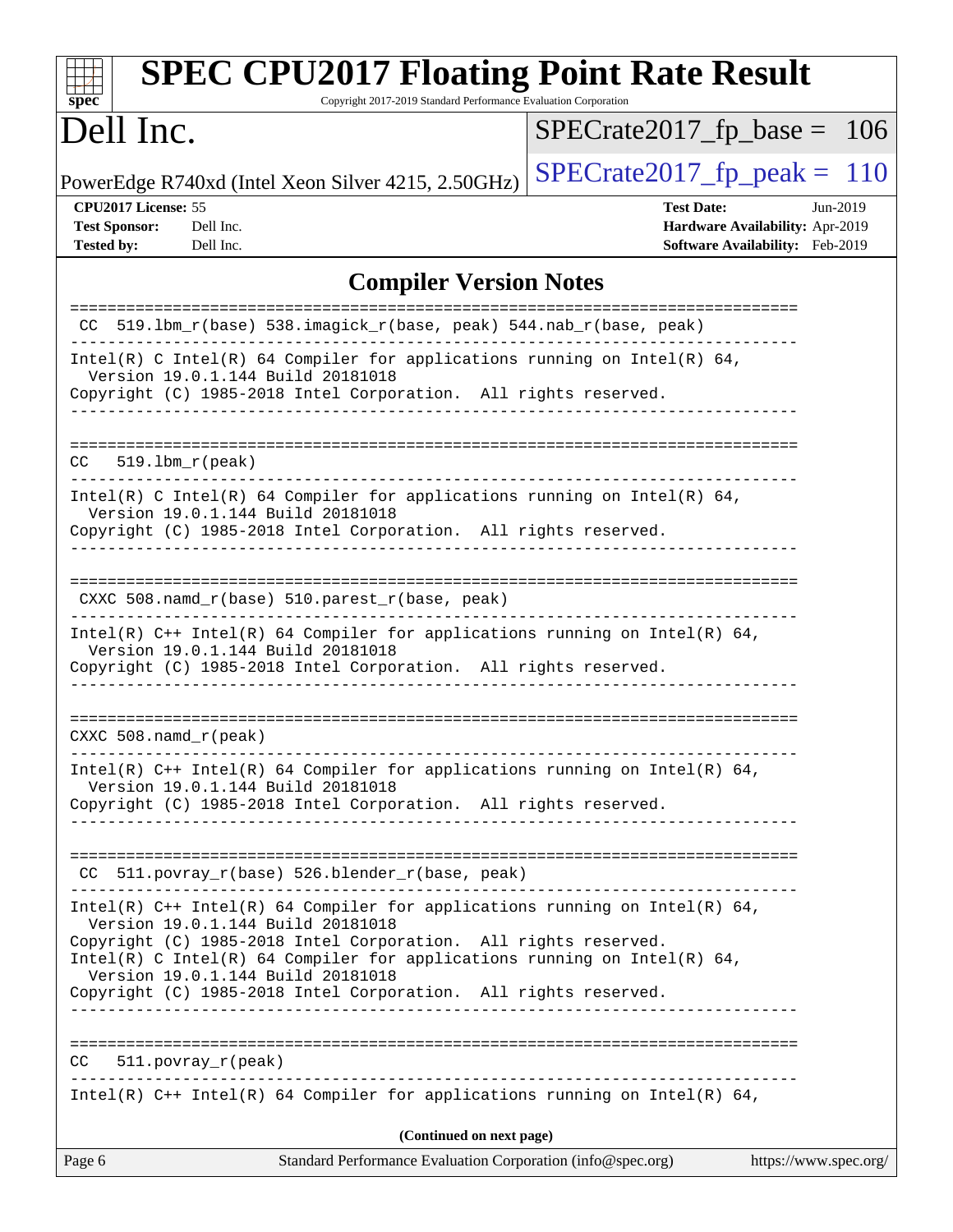# SPEC CPU2017 Floating Point Rate Result

Copyright 2017-2019 Standard Performance Evaluation Corporation

## Dell Inc.

PowerEdge R740xd (Intel Xeon Silver 4215, 2.50GHz)

SPECrate2017_fp_base = 106

SPECrate2017_fp_peak = 110

**CPU2017 License:** 55
**Test Sponsor:** Dell Inc.
**Tested by:** Dell Inc.

**Test Date:** Jun-2019
**Hardware Availability:** Apr-2019
**Software Availability:** Feb-2019

## Compiler Version Notes

```
==============================================================================
 CC  519.lbm_r(base) 538.imagick_r(base, peak) 544.nab_r(base, peak)
------------------------------------------------------------------------------
Intel(R) C Intel(R) 64 Compiler for applications running on Intel(R) 64,
  Version 19.0.1.144 Build 20181018
Copyright (C) 1985-2018 Intel Corporation.  All rights reserved.
------------------------------------------------------------------------------

==============================================================================
CC   519.lbm_r(peak)
------------------------------------------------------------------------------
Intel(R) C Intel(R) 64 Compiler for applications running on Intel(R) 64,
  Version 19.0.1.144 Build 20181018
Copyright (C) 1985-2018 Intel Corporation.  All rights reserved.
------------------------------------------------------------------------------

==============================================================================
 CXXC 508.namd_r(base) 510.parest_r(base, peak)
------------------------------------------------------------------------------
Intel(R) C++ Intel(R) 64 Compiler for applications running on Intel(R) 64,
  Version 19.0.1.144 Build 20181018
Copyright (C) 1985-2018 Intel Corporation.  All rights reserved.
------------------------------------------------------------------------------

==============================================================================
CXXC 508.namd_r(peak)
------------------------------------------------------------------------------
Intel(R) C++ Intel(R) 64 Compiler for applications running on Intel(R) 64,
  Version 19.0.1.144 Build 20181018
Copyright (C) 1985-2018 Intel Corporation.  All rights reserved.
------------------------------------------------------------------------------

==============================================================================
 CC  511.povray_r(base) 526.blender_r(base, peak)
------------------------------------------------------------------------------
Intel(R) C++ Intel(R) 64 Compiler for applications running on Intel(R) 64,
  Version 19.0.1.144 Build 20181018
Copyright (C) 1985-2018 Intel Corporation.  All rights reserved.
Intel(R) C Intel(R) 64 Compiler for applications running on Intel(R) 64,
  Version 19.0.1.144 Build 20181018
Copyright (C) 1985-2018 Intel Corporation.  All rights reserved.
------------------------------------------------------------------------------

==============================================================================
CC   511.povray_r(peak)
------------------------------------------------------------------------------
Intel(R) C++ Intel(R) 64 Compiler for applications running on Intel(R) 64,
```

**(Continued on next page)**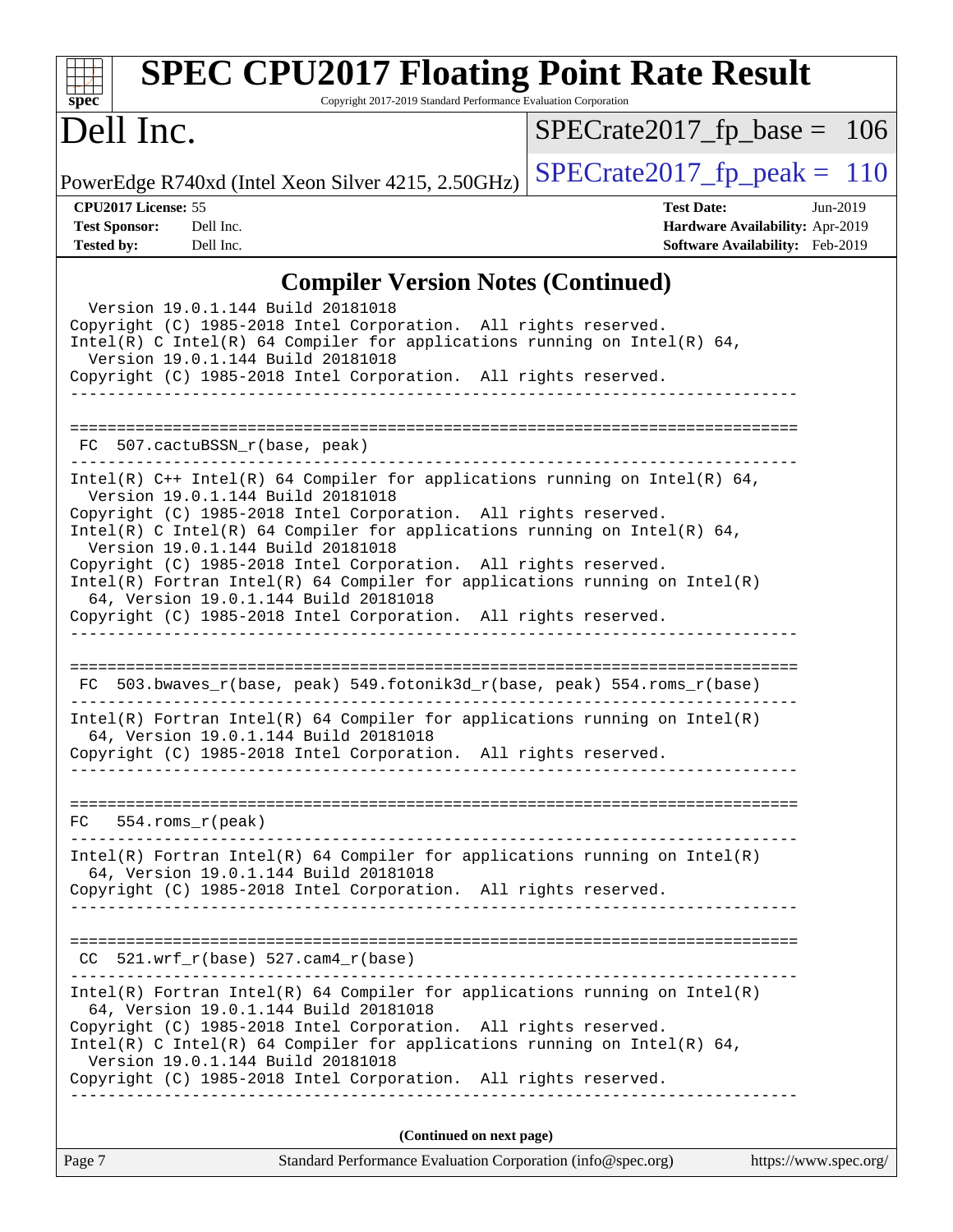## Compiler Version Notes (Continued)

```
  Version 19.0.1.144 Build 20181018
Copyright (C) 1985-2018 Intel Corporation.  All rights reserved.
Intel(R) C Intel(R) 64 Compiler for applications running on Intel(R) 64,
  Version 19.0.1.144 Build 20181018
Copyright (C) 1985-2018 Intel Corporation.  All rights reserved.
------------------------------------------------------------------------------

==============================================================================
 FC  507.cactuBSSN_r(base, peak)
------------------------------------------------------------------------------
Intel(R) C++ Intel(R) 64 Compiler for applications running on Intel(R) 64,
  Version 19.0.1.144 Build 20181018
Copyright (C) 1985-2018 Intel Corporation.  All rights reserved.
Intel(R) C Intel(R) 64 Compiler for applications running on Intel(R) 64,
  Version 19.0.1.144 Build 20181018
Copyright (C) 1985-2018 Intel Corporation.  All rights reserved.
Intel(R) Fortran Intel(R) 64 Compiler for applications running on Intel(R)
  64, Version 19.0.1.144 Build 20181018
Copyright (C) 1985-2018 Intel Corporation.  All rights reserved.
------------------------------------------------------------------------------

==============================================================================
 FC  503.bwaves_r(base, peak) 549.fotonik3d_r(base, peak) 554.roms_r(base)
------------------------------------------------------------------------------
Intel(R) Fortran Intel(R) 64 Compiler for applications running on Intel(R)
  64, Version 19.0.1.144 Build 20181018
Copyright (C) 1985-2018 Intel Corporation.  All rights reserved.
------------------------------------------------------------------------------

==============================================================================
 FC   554.roms_r(peak)
------------------------------------------------------------------------------
Intel(R) Fortran Intel(R) 64 Compiler for applications running on Intel(R)
  64, Version 19.0.1.144 Build 20181018
Copyright (C) 1985-2018 Intel Corporation.  All rights reserved.
------------------------------------------------------------------------------

==============================================================================
 CC  521.wrf_r(base) 527.cam4_r(base)
------------------------------------------------------------------------------
Intel(R) Fortran Intel(R) 64 Compiler for applications running on Intel(R)
  64, Version 19.0.1.144 Build 20181018
Copyright (C) 1985-2018 Intel Corporation.  All rights reserved.
Intel(R) C Intel(R) 64 Compiler for applications running on Intel(R) 64,
  Version 19.0.1.144 Build 20181018
Copyright (C) 1985-2018 Intel Corporation.  All rights reserved.
------------------------------------------------------------------------------
```

**(Continued on next page)**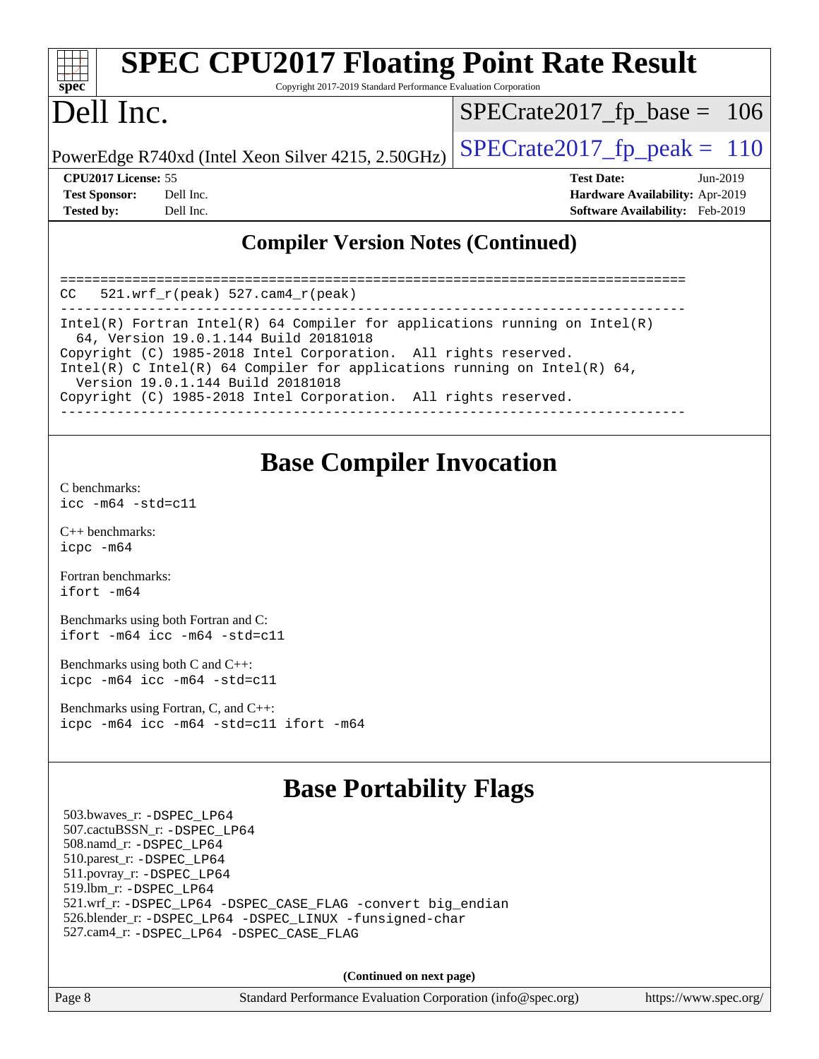## Compiler Version Notes (Continued)

```
==============================================================================
CC  521.wrf_r(peak) 527.cam4_r(peak)
------------------------------------------------------------------------------
Intel(R) Fortran Intel(R) 64 Compiler for applications running on Intel(R)
  64, Version 19.0.1.144 Build 20181018
Copyright (C) 1985-2018 Intel Corporation.  All rights reserved.
Intel(R) C Intel(R) 64 Compiler for applications running on Intel(R) 64,
  Version 19.0.1.144 Build 20181018
Copyright (C) 1985-2018 Intel Corporation.  All rights reserved.
------------------------------------------------------------------------------
```

## Base Compiler Invocation

C benchmarks:
icc -m64 -std=c11

C++ benchmarks:
icpc -m64

Fortran benchmarks:
ifort -m64

Benchmarks using both Fortran and C:
ifort -m64 icc -m64 -std=c11

Benchmarks using both C and C++:
icpc -m64 icc -m64 -std=c11

Benchmarks using Fortran, C, and C++:
icpc -m64 icc -m64 -std=c11 ifort -m64

## Base Portability Flags

503.bwaves_r: -DSPEC_LP64
507.cactuBSSN_r: -DSPEC_LP64
508.namd_r: -DSPEC_LP64
510.parest_r: -DSPEC_LP64
511.povray_r: -DSPEC_LP64
519.lbm_r: -DSPEC_LP64
521.wrf_r: -DSPEC_LP64 -DSPEC_CASE_FLAG -convert big_endian
526.blender_r: -DSPEC_LP64 -DSPEC_LINUX -funsigned-char
527.cam4_r: -DSPEC_LP64 -DSPEC_CASE_FLAG

**(Continued on next page)**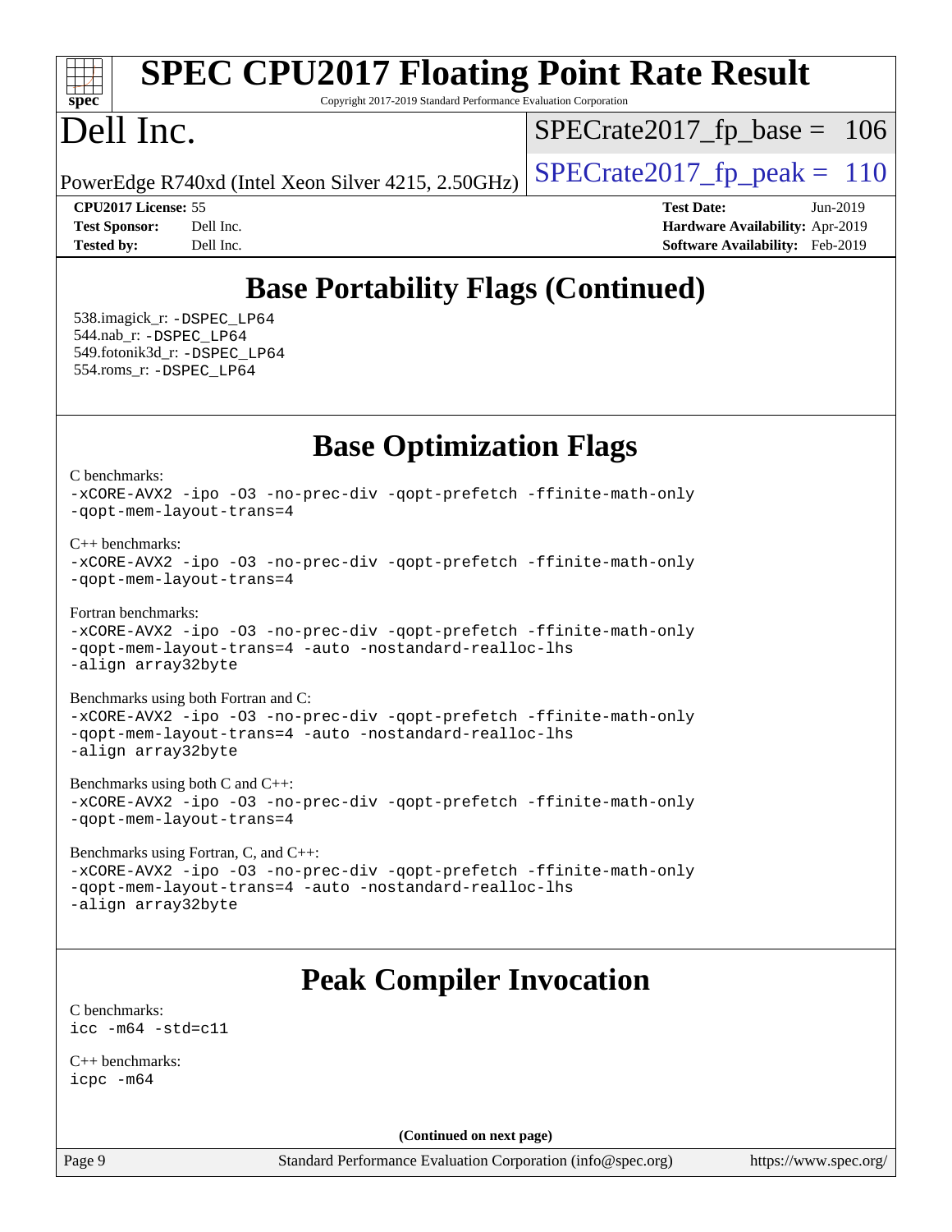# SPEC CPU2017 Floating Point Rate Result

Copyright 2017-2019 Standard Performance Evaluation Corporation

# Dell Inc.

PowerEdge R740xd (Intel Xeon Silver 4215, 2.50GHz)

SPECrate2017_fp_base = 106

SPECrate2017_fp_peak = 110

**CPU2017 License:** 55
**Test Sponsor:** Dell Inc.
**Tested by:** Dell Inc.

**Test Date:** Jun-2019
**Hardware Availability:** Apr-2019
**Software Availability:** Feb-2019

## Base Portability Flags (Continued)

538.imagick_r: -DSPEC_LP64
544.nab_r: -DSPEC_LP64
549.fotonik3d_r: -DSPEC_LP64
554.roms_r: -DSPEC_LP64

## Base Optimization Flags

C benchmarks:

```
-xCORE-AVX2 -ipo -O3 -no-prec-div -qopt-prefetch -ffinite-math-only
-qopt-mem-layout-trans=4
```

C++ benchmarks:

```
-xCORE-AVX2 -ipo -O3 -no-prec-div -qopt-prefetch -ffinite-math-only
-qopt-mem-layout-trans=4
```

Fortran benchmarks:

```
-xCORE-AVX2 -ipo -O3 -no-prec-div -qopt-prefetch -ffinite-math-only
-qopt-mem-layout-trans=4 -auto -nostandard-realloc-lhs
-align array32byte
```

Benchmarks using both Fortran and C:

```
-xCORE-AVX2 -ipo -O3 -no-prec-div -qopt-prefetch -ffinite-math-only
-qopt-mem-layout-trans=4 -auto -nostandard-realloc-lhs
-align array32byte
```

Benchmarks using both C and C++:

```
-xCORE-AVX2 -ipo -O3 -no-prec-div -qopt-prefetch -ffinite-math-only
-qopt-mem-layout-trans=4
```

Benchmarks using Fortran, C, and C++:

```
-xCORE-AVX2 -ipo -O3 -no-prec-div -qopt-prefetch -ffinite-math-only
-qopt-mem-layout-trans=4 -auto -nostandard-realloc-lhs
-align array32byte
```

## Peak Compiler Invocation

C benchmarks:

```
icc -m64 -std=c11
```

C++ benchmarks:

```
icpc -m64
```

**(Continued on next page)**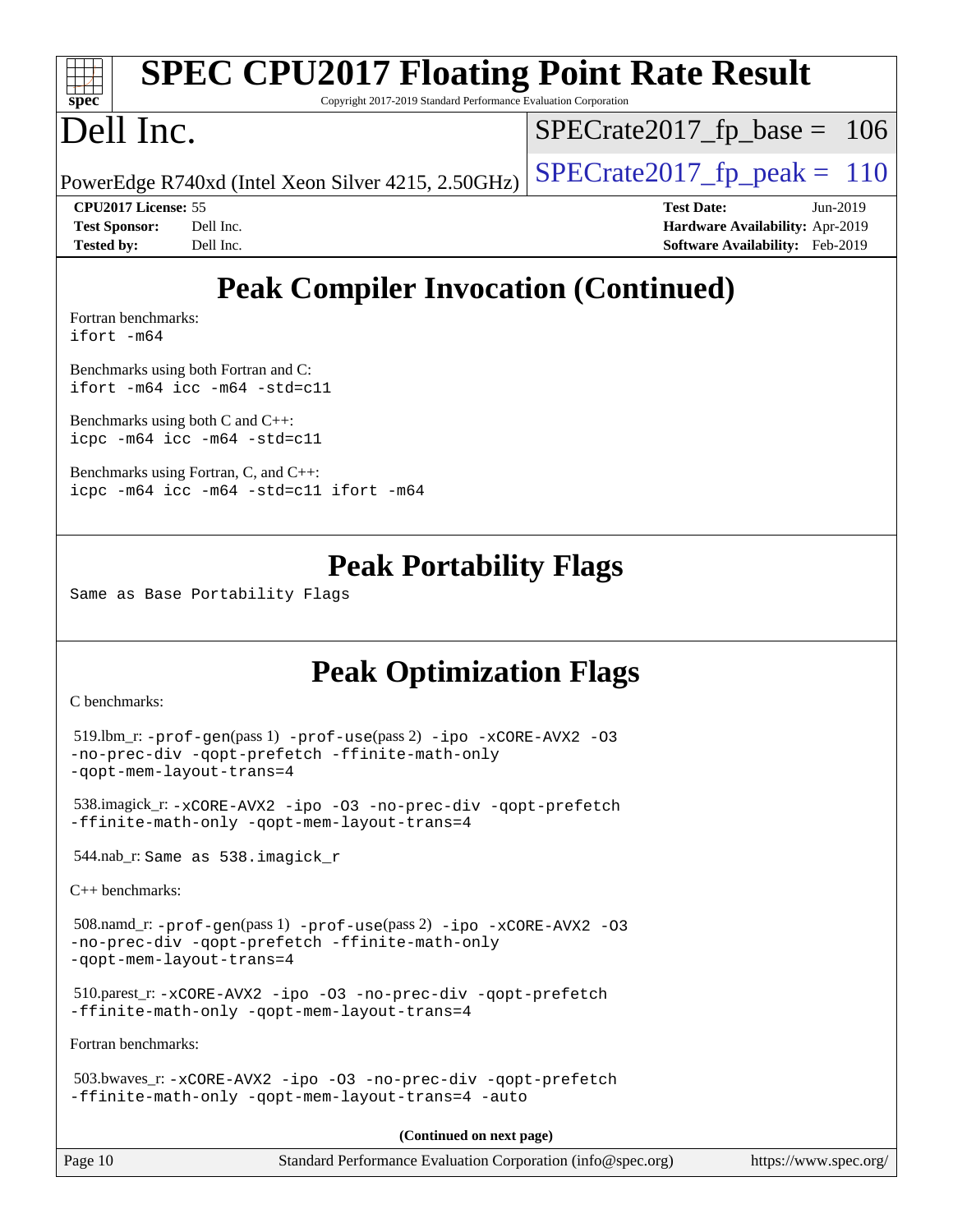## Peak Compiler Invocation (Continued)

Fortran benchmarks:
```
ifort -m64
```

Benchmarks using both Fortran and C:
```
ifort -m64 icc -m64 -std=c11
```

Benchmarks using both C and C++:
```
icpc -m64 icc -m64 -std=c11
```

Benchmarks using Fortran, C, and C++:
```
icpc -m64 icc -m64 -std=c11 ifort -m64
```

## Peak Portability Flags

Same as Base Portability Flags

## Peak Optimization Flags

C benchmarks:

519.lbm_r: `-prof-gen`(pass 1) `-prof-use`(pass 2) `-ipo -xCORE-AVX2 -O3 -no-prec-div -qopt-prefetch -ffinite-math-only -qopt-mem-layout-trans=4`

538.imagick_r: `-xCORE-AVX2 -ipo -O3 -no-prec-div -qopt-prefetch -ffinite-math-only -qopt-mem-layout-trans=4`

544.nab_r: Same as 538.imagick_r

C++ benchmarks:

508.namd_r: `-prof-gen`(pass 1) `-prof-use`(pass 2) `-ipo -xCORE-AVX2 -O3 -no-prec-div -qopt-prefetch -ffinite-math-only -qopt-mem-layout-trans=4`

510.parest_r: `-xCORE-AVX2 -ipo -O3 -no-prec-div -qopt-prefetch -ffinite-math-only -qopt-mem-layout-trans=4`

Fortran benchmarks:

503.bwaves_r: `-xCORE-AVX2 -ipo -O3 -no-prec-div -qopt-prefetch -ffinite-math-only -qopt-mem-layout-trans=4 -auto`

**(Continued on next page)**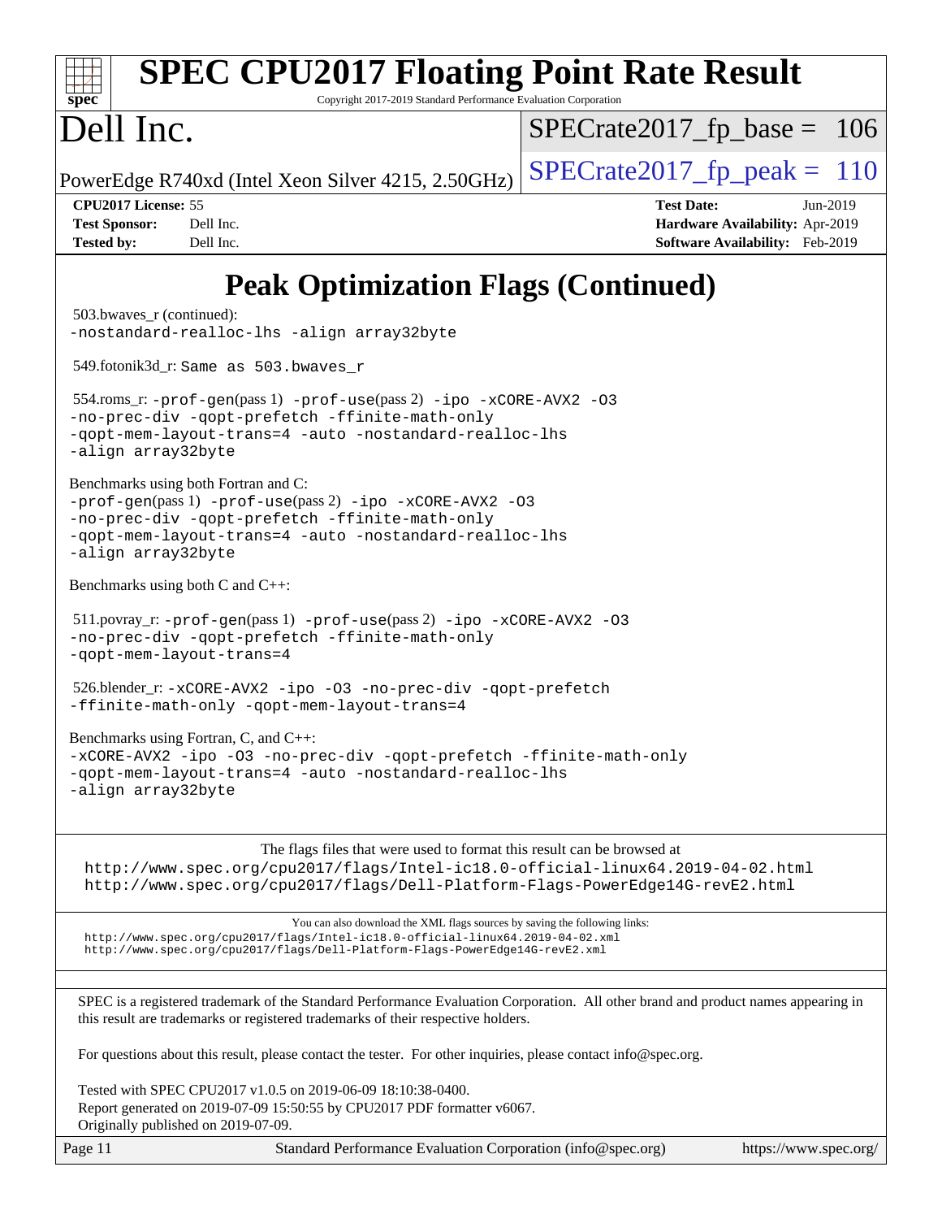# Peak Optimization Flags (Continued)

503.bwaves_r (continued):
-nostandard-realloc-lhs -align array32byte

549.fotonik3d_r: Same as 503.bwaves_r

554.roms_r: -prof-gen(pass 1) -prof-use(pass 2) -ipo -xCORE-AVX2 -O3
-no-prec-div -qopt-prefetch -ffinite-math-only
-qopt-mem-layout-trans=4 -auto -nostandard-realloc-lhs
-align array32byte

Benchmarks using both Fortran and C:
-prof-gen(pass 1) -prof-use(pass 2) -ipo -xCORE-AVX2 -O3
-no-prec-div -qopt-prefetch -ffinite-math-only
-qopt-mem-layout-trans=4 -auto -nostandard-realloc-lhs
-align array32byte

Benchmarks using both C and C++:

511.povray_r: -prof-gen(pass 1) -prof-use(pass 2) -ipo -xCORE-AVX2 -O3
-no-prec-div -qopt-prefetch -ffinite-math-only
-qopt-mem-layout-trans=4

526.blender_r: -xCORE-AVX2 -ipo -O3 -no-prec-div -qopt-prefetch
-ffinite-math-only -qopt-mem-layout-trans=4

Benchmarks using Fortran, C, and C++:
-xCORE-AVX2 -ipo -O3 -no-prec-div -qopt-prefetch -ffinite-math-only
-qopt-mem-layout-trans=4 -auto -nostandard-realloc-lhs
-align array32byte

The flags files that were used to format this result can be browsed at
http://www.spec.org/cpu2017/flags/Intel-ic18.0-official-linux64.2019-04-02.html
http://www.spec.org/cpu2017/flags/Dell-Platform-Flags-PowerEdge14G-revE2.html

You can also download the XML flags sources by saving the following links:
http://www.spec.org/cpu2017/flags/Intel-ic18.0-official-linux64.2019-04-02.xml
http://www.spec.org/cpu2017/flags/Dell-Platform-Flags-PowerEdge14G-revE2.xml

SPEC is a registered trademark of the Standard Performance Evaluation Corporation. All other brand and product names appearing in this result are trademarks or registered trademarks of their respective holders.

For questions about this result, please contact the tester. For other inquiries, please contact info@spec.org.

Tested with SPEC CPU2017 v1.0.5 on 2019-06-09 18:10:38-0400.
Report generated on 2019-07-09 15:50:55 by CPU2017 PDF formatter v6067.
Originally published on 2019-07-09.